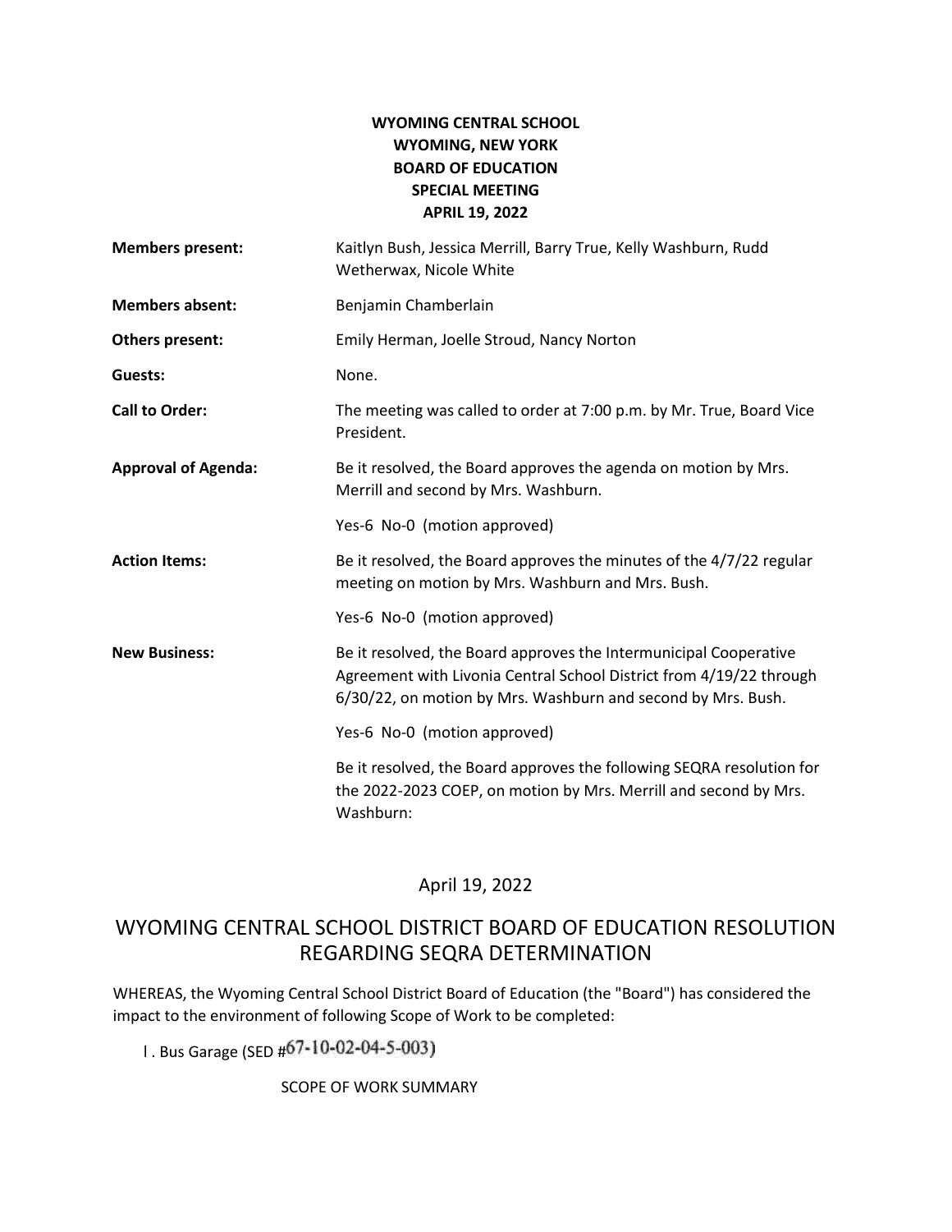**WYOMING CENTRAL SCHOOL**
**WYOMING, NEW YORK**
**BOARD OF EDUCATION**
**SPECIAL MEETING**
**APRIL 19, 2022**

**Members present:** Kaitlyn Bush, Jessica Merrill, Barry True, Kelly Washburn, Rudd Wetherwax, Nicole White

**Members absent:** Benjamin Chamberlain

**Others present:** Emily Herman, Joelle Stroud, Nancy Norton

**Guests:** None.

**Call to Order:** The meeting was called to order at 7:00 p.m. by Mr. True, Board Vice President.

**Approval of Agenda:** Be it resolved, the Board approves the agenda on motion by Mrs. Merrill and second by Mrs. Washburn.

Yes-6 No-0 (motion approved)

**Action Items:** Be it resolved, the Board approves the minutes of the 4/7/22 regular meeting on motion by Mrs. Washburn and Mrs. Bush.

Yes-6 No-0 (motion approved)

**New Business:** Be it resolved, the Board approves the Intermunicipal Cooperative Agreement with Livonia Central School District from 4/19/22 through 6/30/22, on motion by Mrs. Washburn and second by Mrs. Bush.

Yes-6 No-0 (motion approved)

Be it resolved, the Board approves the following SEQRA resolution for the 2022-2023 COEP, on motion by Mrs. Merrill and second by Mrs. Washburn:

April 19, 2022

## WYOMING CENTRAL SCHOOL DISTRICT BOARD OF EDUCATION RESOLUTION REGARDING SEQRA DETERMINATION

WHEREAS, the Wyoming Central School District Board of Education (the "Board") has considered the impact to the environment of following Scope of Work to be completed:

l . Bus Garage (SED #67-10-02-04-5-003)

SCOPE OF WORK SUMMARY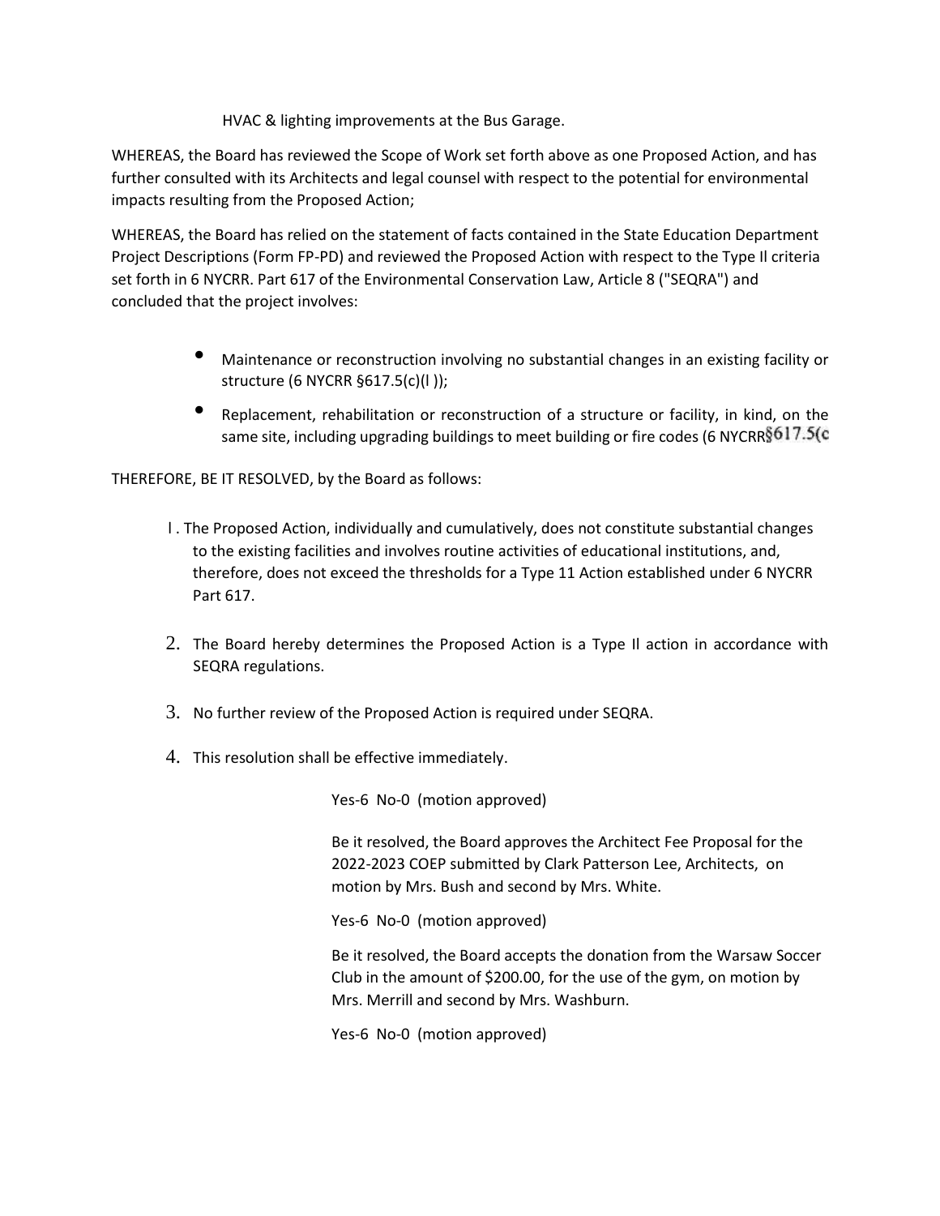HVAC & lighting improvements at the Bus Garage.

WHEREAS, the Board has reviewed the Scope of Work set forth above as one Proposed Action, and has further consulted with its Architects and legal counsel with respect to the potential for environmental impacts resulting from the Proposed Action;

WHEREAS, the Board has relied on the statement of facts contained in the State Education Department Project Descriptions (Form FP-PD) and reviewed the Proposed Action with respect to the Type Il criteria set forth in 6 NYCRR. Part 617 of the Environmental Conservation Law, Article 8 ("SEQRA") and concluded that the project involves:

- Maintenance or reconstruction involving no substantial changes in an existing facility or structure (6 NYCRR §617.5(c)(l ));
- Replacement, rehabilitation or reconstruction of a structure or facility, in kind, on the same site, including upgrading buildings to meet building or fire codes (6 NYCRR§617.5(c

THEREFORE, BE IT RESOLVED, by the Board as follows:

1. The Proposed Action, individually and cumulatively, does not constitute substantial changes to the existing facilities and involves routine activities of educational institutions, and, therefore, does not exceed the thresholds for a Type 11 Action established under 6 NYCRR Part 617.
2. The Board hereby determines the Proposed Action is a Type Il action in accordance with SEQRA regulations.
3. No further review of the Proposed Action is required under SEQRA.
4. This resolution shall be effective immediately.

Yes-6 No-0 (motion approved)

Be it resolved, the Board approves the Architect Fee Proposal for the 2022-2023 COEP submitted by Clark Patterson Lee, Architects, on motion by Mrs. Bush and second by Mrs. White.

Yes-6 No-0 (motion approved)

Be it resolved, the Board accepts the donation from the Warsaw Soccer Club in the amount of $200.00, for the use of the gym, on motion by Mrs. Merrill and second by Mrs. Washburn.

Yes-6 No-0 (motion approved)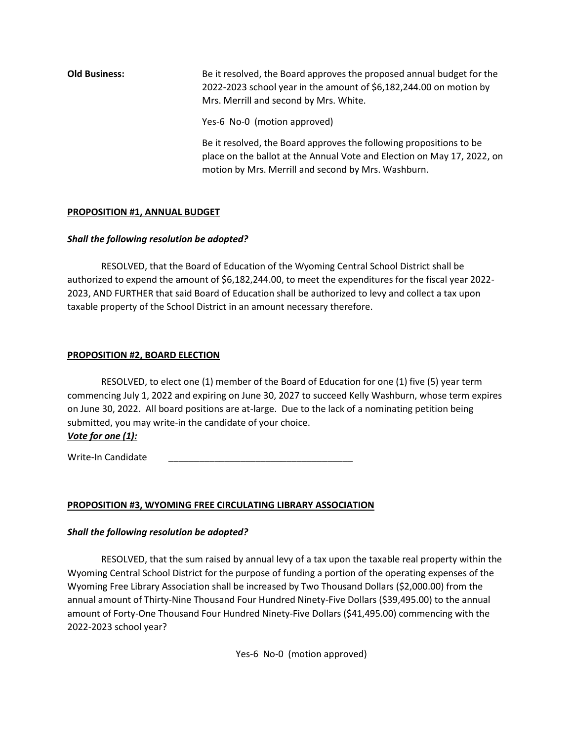**Old Business:** Be it resolved, the Board approves the proposed annual budget for the 2022-2023 school year in the amount of $6,182,244.00 on motion by Mrs. Merrill and second by Mrs. White.

Yes-6 No-0 (motion approved)

Be it resolved, the Board approves the following propositions to be place on the ballot at the Annual Vote and Election on May 17, 2022, on motion by Mrs. Merrill and second by Mrs. Washburn.

**PROPOSITION #1, ANNUAL BUDGET**

***Shall the following resolution be adopted?***

RESOLVED, that the Board of Education of the Wyoming Central School District shall be authorized to expend the amount of $6,182,244.00, to meet the expenditures for the fiscal year 2022-2023, AND FURTHER that said Board of Education shall be authorized to levy and collect a tax upon taxable property of the School District in an amount necessary therefore.

**PROPOSITION #2, BOARD ELECTION**

RESOLVED, to elect one (1) member of the Board of Education for one (1) five (5) year term commencing July 1, 2022 and expiring on June 30, 2027 to succeed Kelly Washburn, whose term expires on June 30, 2022. All board positions are at-large. Due to the lack of a nominating petition being submitted, you may write-in the candidate of your choice.

***Vote for one (1):***

Write-In Candidate ____________________________________

**PROPOSITION #3, WYOMING FREE CIRCULATING LIBRARY ASSOCIATION**

***Shall the following resolution be adopted?***

RESOLVED, that the sum raised by annual levy of a tax upon the taxable real property within the Wyoming Central School District for the purpose of funding a portion of the operating expenses of the Wyoming Free Library Association shall be increased by Two Thousand Dollars ($2,000.00) from the annual amount of Thirty-Nine Thousand Four Hundred Ninety-Five Dollars ($39,495.00) to the annual amount of Forty-One Thousand Four Hundred Ninety-Five Dollars ($41,495.00) commencing with the 2022-2023 school year?

Yes-6 No-0 (motion approved)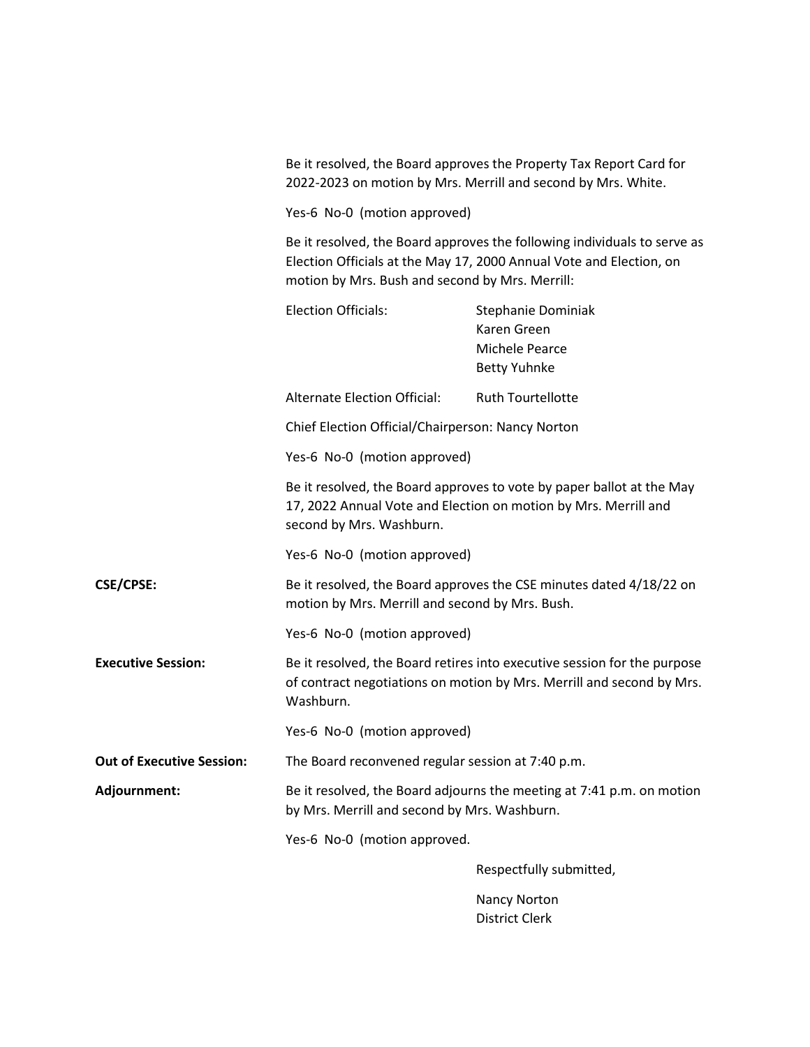Be it resolved, the Board approves the Property Tax Report Card for 2022-2023 on motion by Mrs. Merrill and second by Mrs. White.

Yes-6 No-0 (motion approved)

Be it resolved, the Board approves the following individuals to serve as Election Officials at the May 17, 2000 Annual Vote and Election, on motion by Mrs. Bush and second by Mrs. Merrill:

| | |
|---|---|
| Election Officials: | Stephanie Dominiak<br>Karen Green<br>Michele Pearce<br>Betty Yuhnke |
| Alternate Election Official: | Ruth Tourtellotte |

Chief Election Official/Chairperson: Nancy Norton

Yes-6 No-0 (motion approved)

Be it resolved, the Board approves to vote by paper ballot at the May 17, 2022 Annual Vote and Election on motion by Mrs. Merrill and second by Mrs. Washburn.

Yes-6 No-0 (motion approved)

**CSE/CPSE:** Be it resolved, the Board approves the CSE minutes dated 4/18/22 on motion by Mrs. Merrill and second by Mrs. Bush.

Yes-6 No-0 (motion approved)

**Executive Session:** Be it resolved, the Board retires into executive session for the purpose of contract negotiations on motion by Mrs. Merrill and second by Mrs. Washburn.

Yes-6 No-0 (motion approved)

**Out of Executive Session:** The Board reconvened regular session at 7:40 p.m.

**Adjournment:** Be it resolved, the Board adjourns the meeting at 7:41 p.m. on motion by Mrs. Merrill and second by Mrs. Washburn.

Yes-6 No-0 (motion approved.

Respectfully submitted,

Nancy Norton
District Clerk